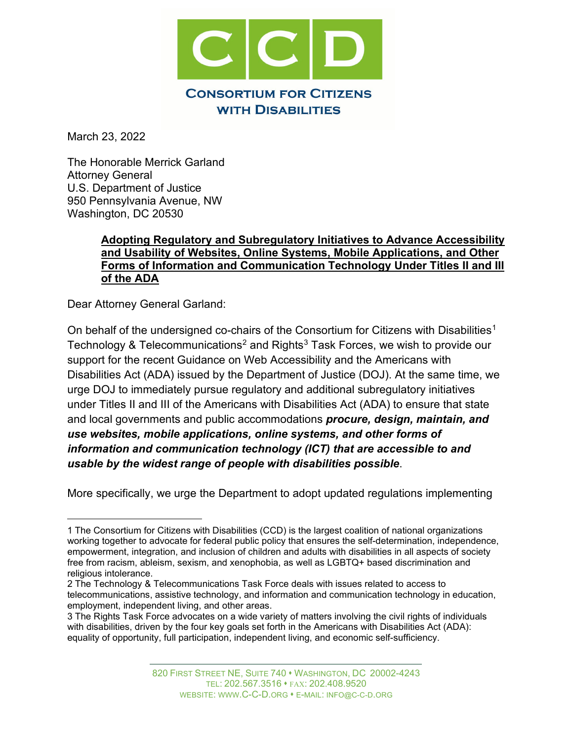**CCD**

**Consortium for Citizens with Disabilities**

March 23, 2022

The Honorable Merrick Garland
Attorney General
U.S. Department of Justice
950 Pennsylvania Avenue, NW
Washington, DC 20530

**Adopting Regulatory and Subregulatory Initiatives to Advance Accessibility and Usability of Websites, Online Systems, Mobile Applications, and Other Forms of Information and Communication Technology Under Titles II and III of the ADA**

Dear Attorney General Garland:

On behalf of the undersigned co-chairs of the Consortium for Citizens with Disabilities[1] Technology & Telecommunications[2] and Rights[3] Task Forces, we wish to provide our support for the recent Guidance on Web Accessibility and the Americans with Disabilities Act (ADA) issued by the Department of Justice (DOJ). At the same time, we urge DOJ to immediately pursue regulatory and additional subregulatory initiatives under Titles II and III of the Americans with Disabilities Act (ADA) to ensure that state and local governments and public accommodations ***procure, design, maintain, and use websites, mobile applications, online systems, and other forms of information and communication technology (ICT) that are accessible to and usable by the widest range of people with disabilities possible***.

More specifically, we urge the Department to adopt updated regulations implementing

---

1 The Consortium for Citizens with Disabilities (CCD) is the largest coalition of national organizations working together to advocate for federal public policy that ensures the self-determination, independence, empowerment, integration, and inclusion of children and adults with disabilities in all aspects of society free from racism, ableism, sexism, and xenophobia, as well as LGBTQ+ based discrimination and religious intolerance.

2 The Technology & Telecommunications Task Force deals with issues related to access to telecommunications, assistive technology, and information and communication technology in education, employment, independent living, and other areas.

3 The Rights Task Force advocates on a wide variety of matters involving the civil rights of individuals with disabilities, driven by the four key goals set forth in the Americans with Disabilities Act (ADA): equality of opportunity, full participation, independent living, and economic self-sufficiency.

820 First Street NE, Suite 740 • Washington, DC 20002-4243
Tel: 202.567.3516 • Fax: 202.408.9520
Website: www.c-c-d.org • E-mail: info@c-c-d.org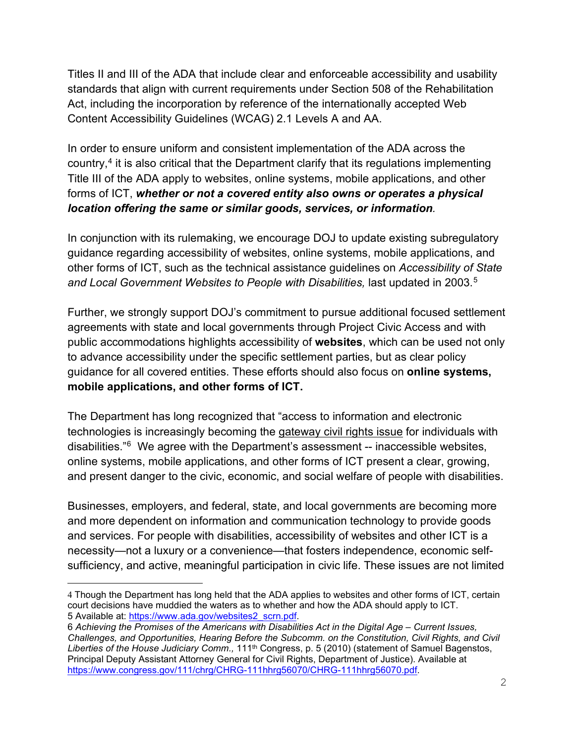Titles II and III of the ADA that include clear and enforceable accessibility and usability standards that align with current requirements under Section 508 of the Rehabilitation Act, including the incorporation by reference of the internationally accepted Web Content Accessibility Guidelines (WCAG) 2.1 Levels A and AA.

In order to ensure uniform and consistent implementation of the ADA across the country,[4] it is also critical that the Department clarify that its regulations implementing Title III of the ADA apply to websites, online systems, mobile applications, and other forms of ICT, ***whether or not a covered entity also owns or operates a physical location offering the same or similar goods, services, or information***.

In conjunction with its rulemaking, we encourage DOJ to update existing subregulatory guidance regarding accessibility of websites, online systems, mobile applications, and other forms of ICT, such as the technical assistance guidelines on *Accessibility of State and Local Government Websites to People with Disabilities,* last updated in 2003.[5]

Further, we strongly support DOJ's commitment to pursue additional focused settlement agreements with state and local governments through Project Civic Access and with public accommodations highlights accessibility of **websites**, which can be used not only to advance accessibility under the specific settlement parties, but as clear policy guidance for all covered entities. These efforts should also focus on **online systems, mobile applications, and other forms of ICT.**

The Department has long recognized that "access to information and electronic technologies is increasingly becoming the gateway civil rights issue for individuals with disabilities."[6] We agree with the Department's assessment -- inaccessible websites, online systems, mobile applications, and other forms of ICT present a clear, growing, and present danger to the civic, economic, and social welfare of people with disabilities.

Businesses, employers, and federal, state, and local governments are becoming more and more dependent on information and communication technology to provide goods and services. For people with disabilities, accessibility of websites and other ICT is a necessity—not a luxury or a convenience—that fosters independence, economic self-sufficiency, and active, meaningful participation in civic life. These issues are not limited

---

4 Though the Department has long held that the ADA applies to websites and other forms of ICT, certain court decisions have muddied the waters as to whether and how the ADA should apply to ICT.

5 Available at: https://www.ada.gov/websites2_scrn.pdf.

6 *Achieving the Promises of the Americans with Disabilities Act in the Digital Age – Current Issues, Challenges, and Opportunities, Hearing Before the Subcomm. on the Constitution, Civil Rights, and Civil Liberties of the House Judiciary Comm.,* 111th Congress, p. 5 (2010) (statement of Samuel Bagenstos, Principal Deputy Assistant Attorney General for Civil Rights, Department of Justice). Available at https://www.congress.gov/111/chrg/CHRG-111hhrg56070/CHRG-111hhrg56070.pdf.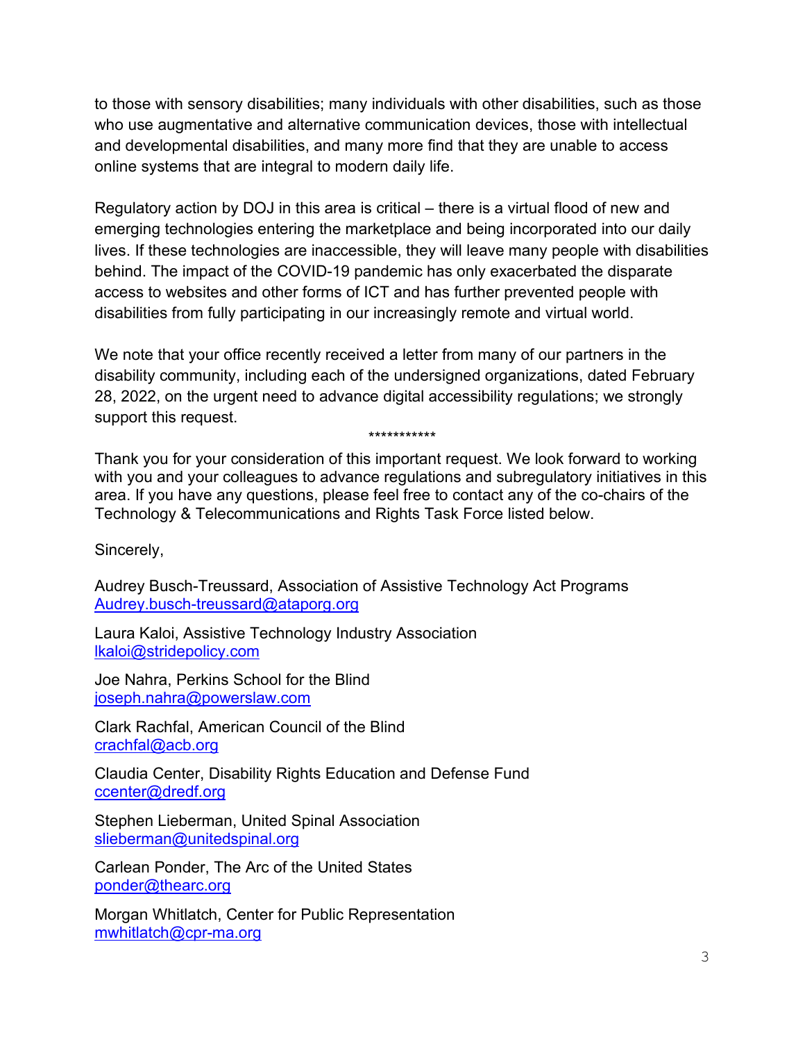to those with sensory disabilities; many individuals with other disabilities, such as those who use augmentative and alternative communication devices, those with intellectual and developmental disabilities, and many more find that they are unable to access online systems that are integral to modern daily life.

Regulatory action by DOJ in this area is critical – there is a virtual flood of new and emerging technologies entering the marketplace and being incorporated into our daily lives. If these technologies are inaccessible, they will leave many people with disabilities behind. The impact of the COVID-19 pandemic has only exacerbated the disparate access to websites and other forms of ICT and has further prevented people with disabilities from fully participating in our increasingly remote and virtual world.

We note that your office recently received a letter from many of our partners in the disability community, including each of the undersigned organizations, dated February 28, 2022, on the urgent need to advance digital accessibility regulations; we strongly support this request.

***********

Thank you for your consideration of this important request. We look forward to working with you and your colleagues to advance regulations and subregulatory initiatives in this area. If you have any questions, please feel free to contact any of the co-chairs of the Technology & Telecommunications and Rights Task Force listed below.

Sincerely,

Audrey Busch-Treussard, Association of Assistive Technology Act Programs
Audrey.busch-treussard@ataporg.org

Laura Kaloi, Assistive Technology Industry Association
lkaloi@stridepolicy.com

Joe Nahra, Perkins School for the Blind
joseph.nahra@powerslaw.com

Clark Rachfal, American Council of the Blind
crachfal@acb.org

Claudia Center, Disability Rights Education and Defense Fund
ccenter@dredf.org

Stephen Lieberman, United Spinal Association
slieberman@unitedspinal.org

Carlean Ponder, The Arc of the United States
ponder@thearc.org

Morgan Whitlatch, Center for Public Representation
mwhitlatch@cpr-ma.org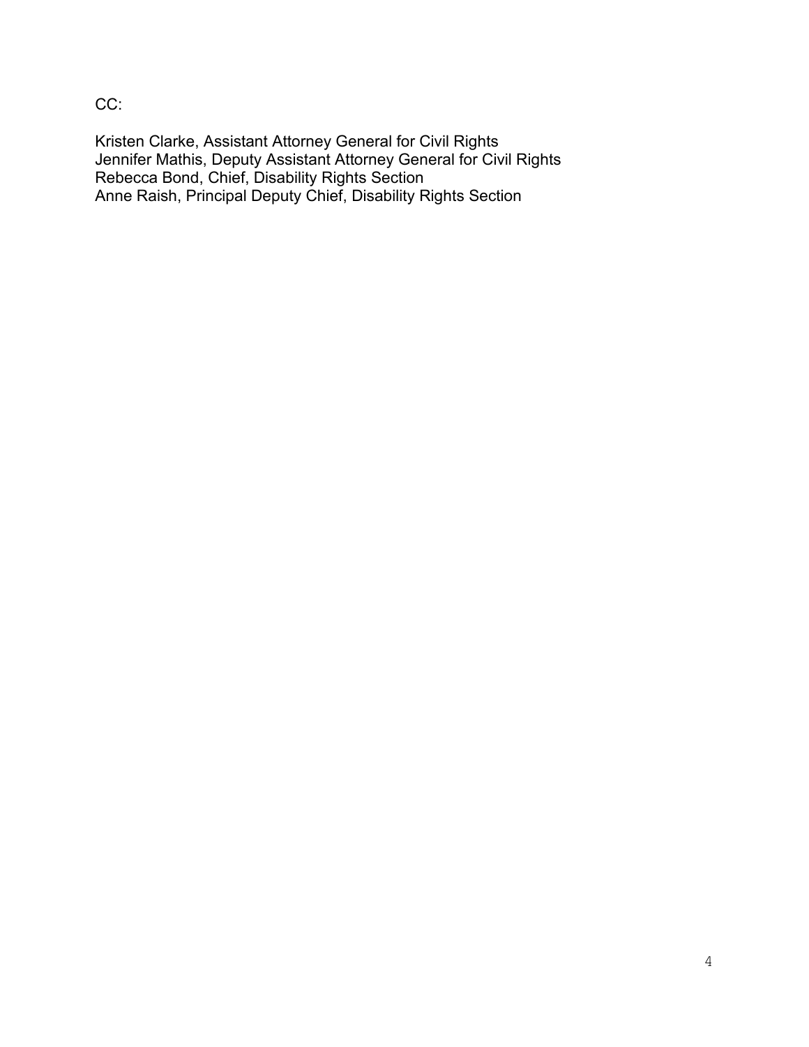CC:

Kristen Clarke, Assistant Attorney General for Civil Rights
Jennifer Mathis, Deputy Assistant Attorney General for Civil Rights
Rebecca Bond, Chief, Disability Rights Section
Anne Raish, Principal Deputy Chief, Disability Rights Section